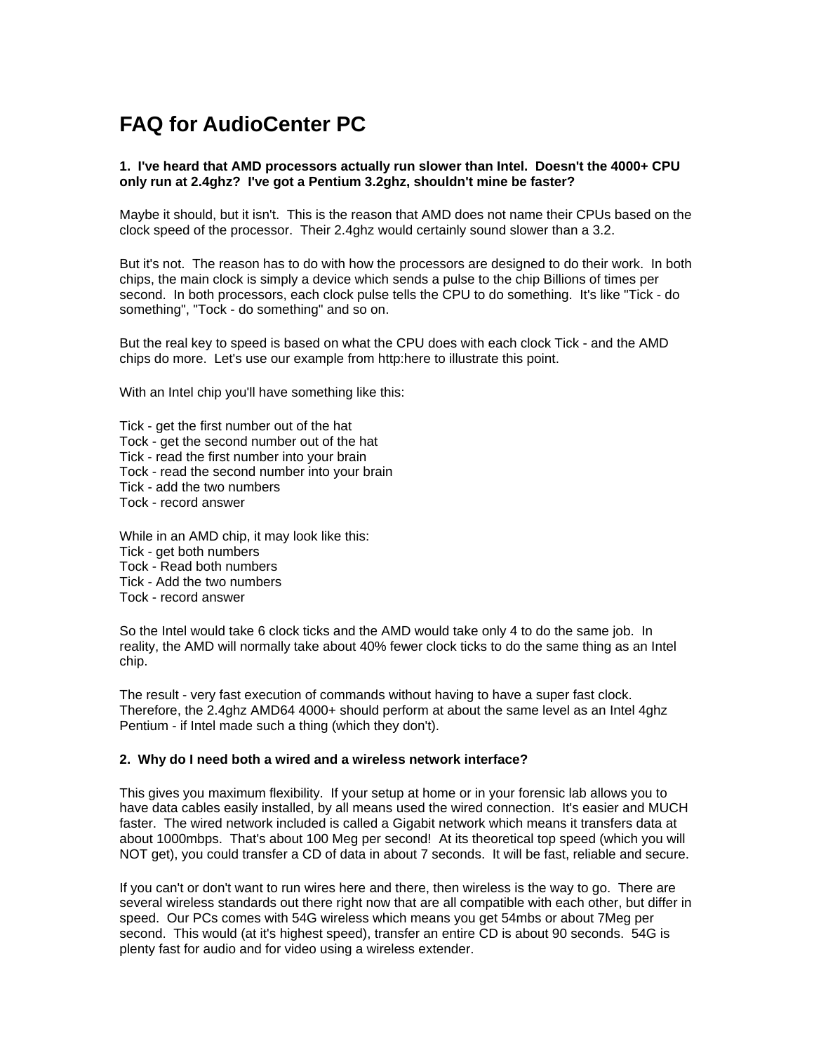# FAQ for AudioCenter PC

**1. I've heard that AMD processors actually run slower than Intel. Doesn't the 4000+ CPU only run at 2.4ghz? I've got a Pentium 3.2ghz, shouldn't mine be faster?**

Maybe it should, but it isn't. This is the reason that AMD does not name their CPUs based on the clock speed of the processor. Their 2.4ghz would certainly sound slower than a 3.2.

But it's not. The reason has to do with how the processors are designed to do their work. In both chips, the main clock is simply a device which sends a pulse to the chip Billions of times per second. In both processors, each clock pulse tells the CPU to do something. It's like "Tick - do something", "Tock - do something" and so on.

But the real key to speed is based on what the CPU does with each clock Tick - and the AMD chips do more. Let's use our example from http:here to illustrate this point.

With an Intel chip you'll have something like this:

Tick - get the first number out of the hat
Tock - get the second number out of the hat
Tick - read the first number into your brain
Tock - read the second number into your brain
Tick - add the two numbers
Tock - record answer

While in an AMD chip, it may look like this:
Tick - get both numbers
Tock - Read both numbers
Tick - Add the two numbers
Tock - record answer

So the Intel would take 6 clock ticks and the AMD would take only 4 to do the same job. In reality, the AMD will normally take about 40% fewer clock ticks to do the same thing as an Intel chip.

The result - very fast execution of commands without having to have a super fast clock. Therefore, the 2.4ghz AMD64 4000+ should perform at about the same level as an Intel 4ghz Pentium - if Intel made such a thing (which they don't).

**2. Why do I need both a wired and a wireless network interface?**

This gives you maximum flexibility. If your setup at home or in your forensic lab allows you to have data cables easily installed, by all means used the wired connection. It's easier and MUCH faster. The wired network included is called a Gigabit network which means it transfers data at about 1000mbps. That's about 100 Meg per second! At its theoretical top speed (which you will NOT get), you could transfer a CD of data in about 7 seconds. It will be fast, reliable and secure.

If you can't or don't want to run wires here and there, then wireless is the way to go. There are several wireless standards out there right now that are all compatible with each other, but differ in speed. Our PCs comes with 54G wireless which means you get 54mbs or about 7Meg per second. This would (at it's highest speed), transfer an entire CD is about 90 seconds. 54G is plenty fast for audio and for video using a wireless extender.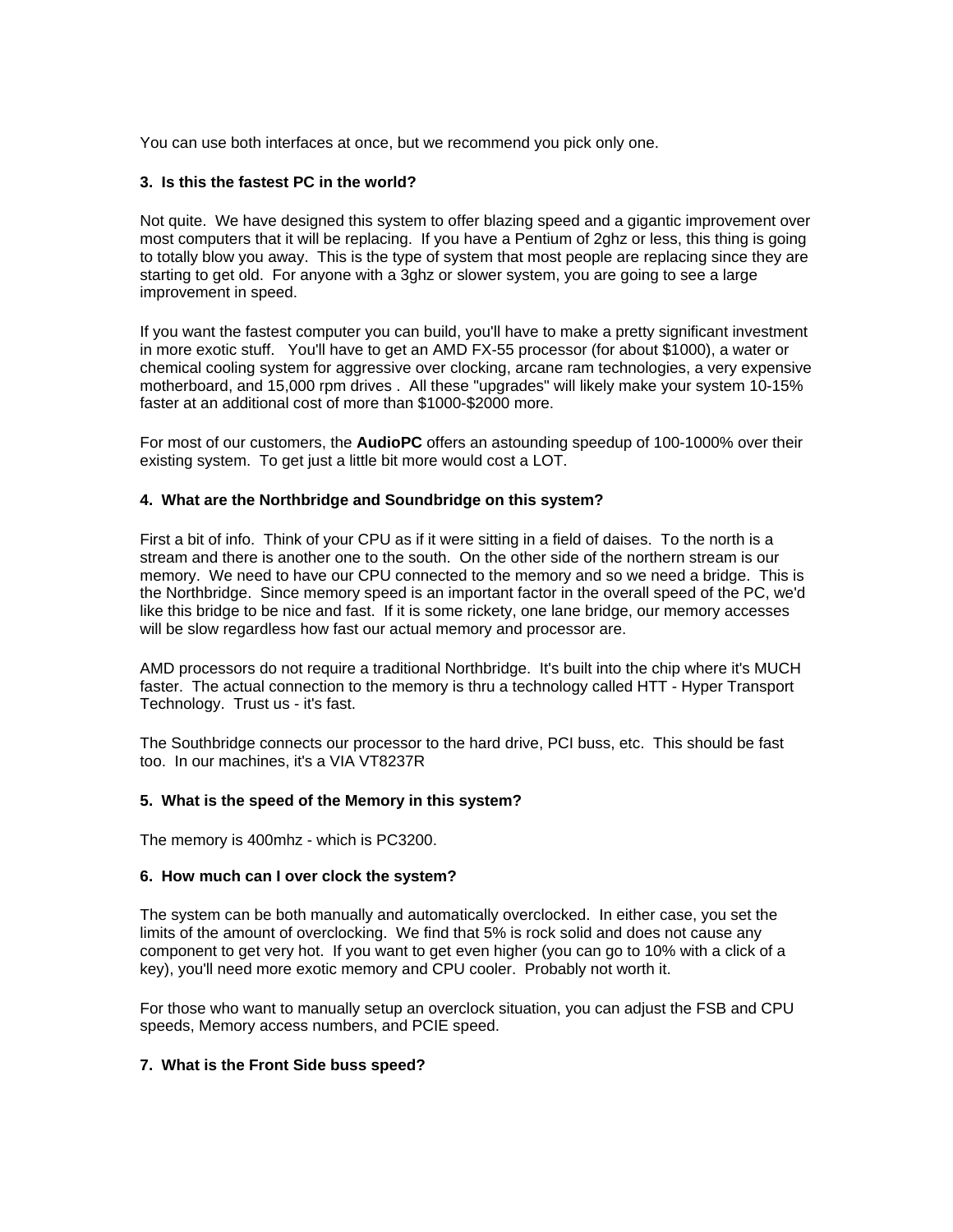You can use both interfaces at once, but we recommend you pick only one.

**3. Is this the fastest PC in the world?**

Not quite. We have designed this system to offer blazing speed and a gigantic improvement over most computers that it will be replacing. If you have a Pentium of 2ghz or less, this thing is going to totally blow you away. This is the type of system that most people are replacing since they are starting to get old. For anyone with a 3ghz or slower system, you are going to see a large improvement in speed.

If you want the fastest computer you can build, you'll have to make a pretty significant investment in more exotic stuff. You'll have to get an AMD FX-55 processor (for about $1000), a water or chemical cooling system for aggressive over clocking, arcane ram technologies, a very expensive motherboard, and 15,000 rpm drives . All these "upgrades" will likely make your system 10-15% faster at an additional cost of more than $1000-$2000 more.

For most of our customers, the **AudioPC** offers an astounding speedup of 100-1000% over their existing system. To get just a little bit more would cost a LOT.

**4. What are the Northbridge and Soundbridge on this system?**

First a bit of info. Think of your CPU as if it were sitting in a field of daises. To the north is a stream and there is another one to the south. On the other side of the northern stream is our memory. We need to have our CPU connected to the memory and so we need a bridge. This is the Northbridge. Since memory speed is an important factor in the overall speed of the PC, we'd like this bridge to be nice and fast. If it is some rickety, one lane bridge, our memory accesses will be slow regardless how fast our actual memory and processor are.

AMD processors do not require a traditional Northbridge. It's built into the chip where it's MUCH faster. The actual connection to the memory is thru a technology called HTT - Hyper Transport Technology. Trust us - it's fast.

The Southbridge connects our processor to the hard drive, PCI buss, etc. This should be fast too. In our machines, it's a VIA VT8237R

**5. What is the speed of the Memory in this system?**

The memory is 400mhz - which is PC3200.

**6. How much can I over clock the system?**

The system can be both manually and automatically overclocked. In either case, you set the limits of the amount of overclocking. We find that 5% is rock solid and does not cause any component to get very hot. If you want to get even higher (you can go to 10% with a click of a key), you'll need more exotic memory and CPU cooler. Probably not worth it.

For those who want to manually setup an overclock situation, you can adjust the FSB and CPU speeds, Memory access numbers, and PCIE speed.

**7. What is the Front Side buss speed?**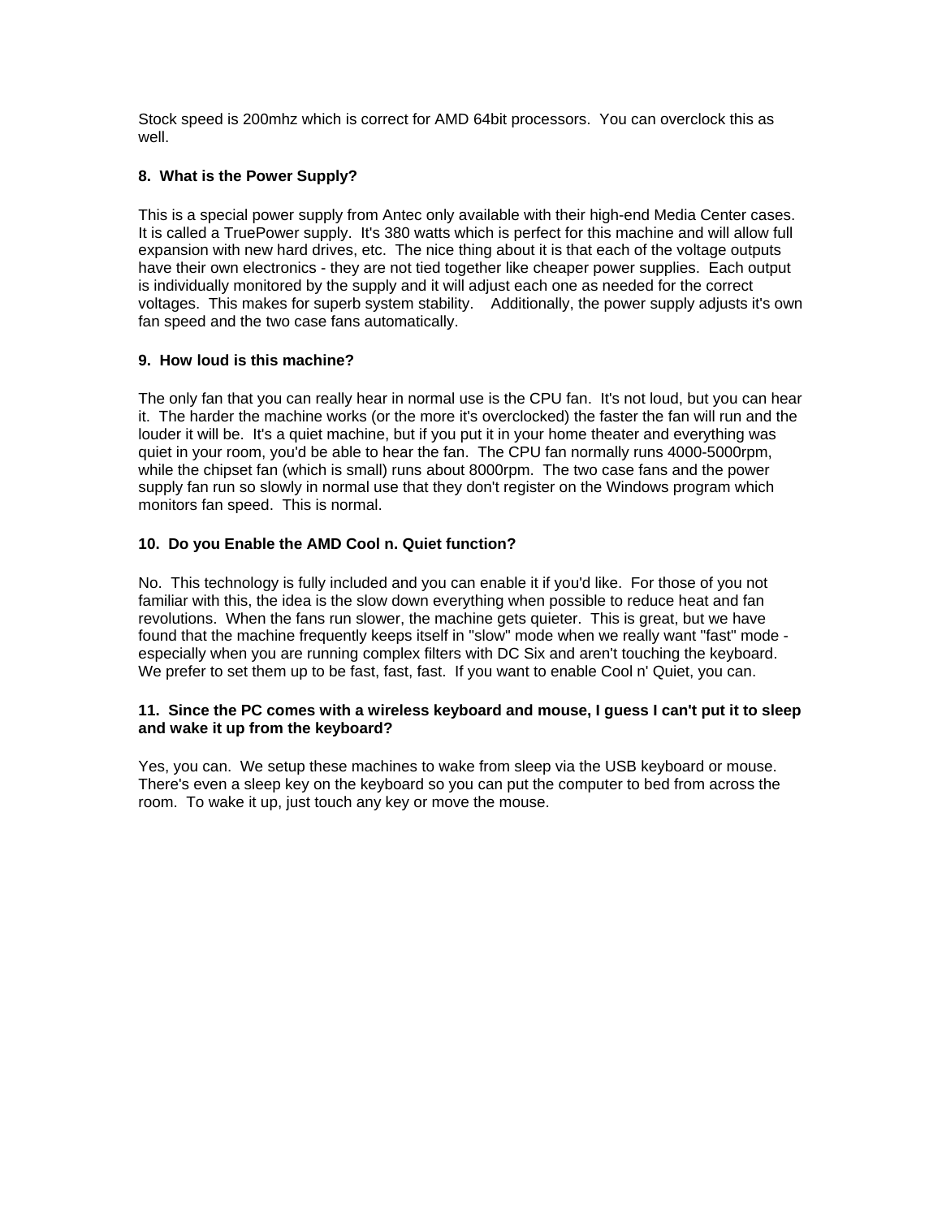Stock speed is 200mhz which is correct for AMD 64bit processors. You can overclock this as well.

**8. What is the Power Supply?**

This is a special power supply from Antec only available with their high-end Media Center cases. It is called a TruePower supply. It's 380 watts which is perfect for this machine and will allow full expansion with new hard drives, etc. The nice thing about it is that each of the voltage outputs have their own electronics - they are not tied together like cheaper power supplies. Each output is individually monitored by the supply and it will adjust each one as needed for the correct voltages. This makes for superb system stability. Additionally, the power supply adjusts it's own fan speed and the two case fans automatically.

**9. How loud is this machine?**

The only fan that you can really hear in normal use is the CPU fan. It's not loud, but you can hear it. The harder the machine works (or the more it's overclocked) the faster the fan will run and the louder it will be. It's a quiet machine, but if you put it in your home theater and everything was quiet in your room, you'd be able to hear the fan. The CPU fan normally runs 4000-5000rpm, while the chipset fan (which is small) runs about 8000rpm. The two case fans and the power supply fan run so slowly in normal use that they don't register on the Windows program which monitors fan speed. This is normal.

**10. Do you Enable the AMD Cool n. Quiet function?**

No. This technology is fully included and you can enable it if you'd like. For those of you not familiar with this, the idea is the slow down everything when possible to reduce heat and fan revolutions. When the fans run slower, the machine gets quieter. This is great, but we have found that the machine frequently keeps itself in "slow" mode when we really want "fast" mode - especially when you are running complex filters with DC Six and aren't touching the keyboard. We prefer to set them up to be fast, fast, fast. If you want to enable Cool n' Quiet, you can.

**11. Since the PC comes with a wireless keyboard and mouse, I guess I can't put it to sleep and wake it up from the keyboard?**

Yes, you can. We setup these machines to wake from sleep via the USB keyboard or mouse. There's even a sleep key on the keyboard so you can put the computer to bed from across the room. To wake it up, just touch any key or move the mouse.